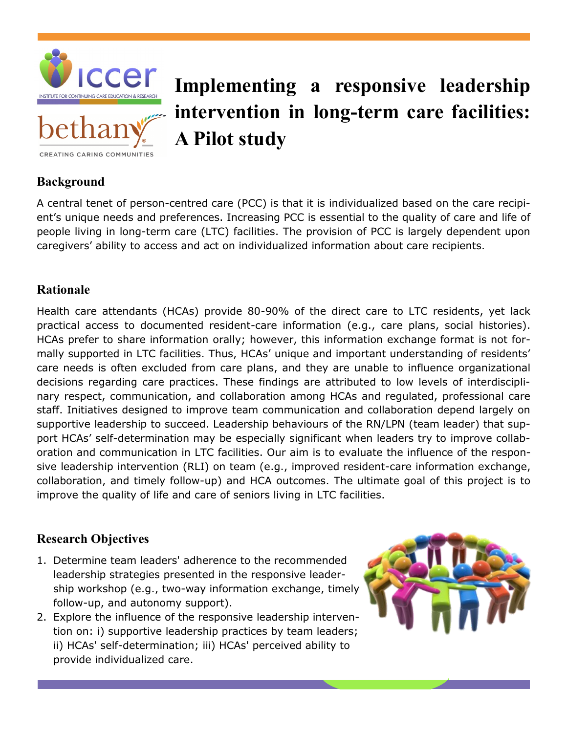# Implementing a responsive leadership intervention in long-term care facilities: A Pilot study

## Background

A central tenet of person-centred care (PCC) is that it is individualized based on the care recipient's unique needs and preferences. Increasing PCC is essential to the quality of care and life of people living in long-term care (LTC) facilities. The provision of PCC is largely dependent upon caregivers' ability to access and act on individualized information about care recipients.

## Rationale

Health care attendants (HCAs) provide 80-90% of the direct care to LTC residents, yet lack practical access to documented resident-care information (e.g., care plans, social histories). HCAs prefer to share information orally; however, this information exchange format is not formally supported in LTC facilities. Thus, HCAs' unique and important understanding of residents' care needs is often excluded from care plans, and they are unable to influence organizational decisions regarding care practices. These findings are attributed to low levels of interdisciplinary respect, communication, and collaboration among HCAs and regulated, professional care staff. Initiatives designed to improve team communication and collaboration depend largely on supportive leadership to succeed. Leadership behaviours of the RN/LPN (team leader) that support HCAs' self-determination may be especially significant when leaders try to improve collaboration and communication in LTC facilities. Our aim is to evaluate the influence of the responsive leadership intervention (RLI) on team (e.g., improved resident-care information exchange, collaboration, and timely follow-up) and HCA outcomes. The ultimate goal of this project is to improve the quality of life and care of seniors living in LTC facilities.

## Research Objectives

1. Determine team leaders' adherence to the recommended leadership strategies presented in the responsive leadership workshop (e.g., two-way information exchange, timely follow-up, and autonomy support).
2. Explore the influence of the responsive leadership intervention on: i) supportive leadership practices by team leaders; ii) HCAs' self-determination; iii) HCAs' perceived ability to provide individualized care.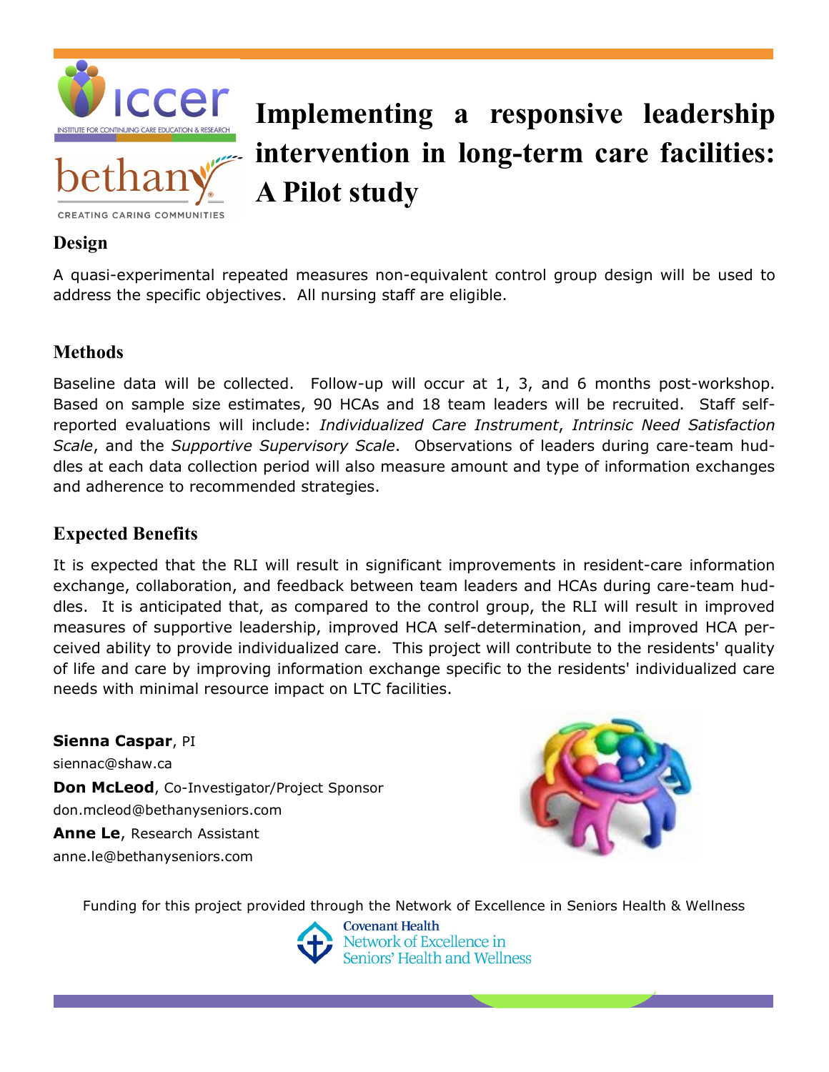# Implementing a responsive leadership intervention in long-term care facilities: A Pilot study

## Design

A quasi-experimental repeated measures non-equivalent control group design will be used to address the specific objectives. All nursing staff are eligible.

## Methods

Baseline data will be collected. Follow-up will occur at 1, 3, and 6 months post-workshop. Based on sample size estimates, 90 HCAs and 18 team leaders will be recruited. Staff self-reported evaluations will include: *Individualized Care Instrument*, *Intrinsic Need Satisfaction Scale*, and the *Supportive Supervisory Scale*. Observations of leaders during care-team huddles at each data collection period will also measure amount and type of information exchanges and adherence to recommended strategies.

## Expected Benefits

It is expected that the RLI will result in significant improvements in resident-care information exchange, collaboration, and feedback between team leaders and HCAs during care-team huddles. It is anticipated that, as compared to the control group, the RLI will result in improved measures of supportive leadership, improved HCA self-determination, and improved HCA perceived ability to provide individualized care. This project will contribute to the residents' quality of life and care by improving information exchange specific to the residents' individualized care needs with minimal resource impact on LTC facilities.

**Sienna Caspar**, PI
siennac@shaw.ca
**Don McLeod**, Co-Investigator/Project Sponsor
don.mcleod@bethanyseniors.com
**Anne Le**, Research Assistant
anne.le@bethanyseniors.com

Funding for this project provided through the Network of Excellence in Seniors Health & Wellness